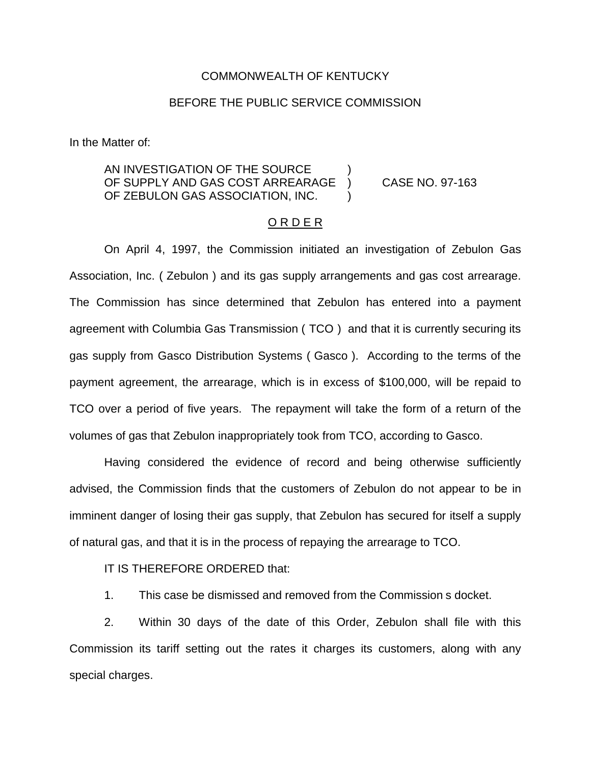COMMONWEALTH OF KENTUCKY

BEFORE THE PUBLIC SERVICE COMMISSION

In the Matter of:

AN INVESTIGATION OF THE SOURCE )
OF SUPPLY AND GAS COST ARREARAGE ) CASE NO. 97-163
OF ZEBULON GAS ASSOCIATION, INC. )

O R D E R

On April 4, 1997, the Commission initiated an investigation of Zebulon Gas Association, Inc. ( Zebulon ) and its gas supply arrangements and gas cost arrearage. The Commission has since determined that Zebulon has entered into a payment agreement with Columbia Gas Transmission ( TCO ) and that it is currently securing its gas supply from Gasco Distribution Systems ( Gasco ). According to the terms of the payment agreement, the arrearage, which is in excess of $100,000, will be repaid to TCO over a period of five years. The repayment will take the form of a return of the volumes of gas that Zebulon inappropriately took from TCO, according to Gasco.

Having considered the evidence of record and being otherwise sufficiently advised, the Commission finds that the customers of Zebulon do not appear to be in imminent danger of losing their gas supply, that Zebulon has secured for itself a supply of natural gas, and that it is in the process of repaying the arrearage to TCO.

IT IS THEREFORE ORDERED that:

1. This case be dismissed and removed from the Commission s docket.

2. Within 30 days of the date of this Order, Zebulon shall file with this Commission its tariff setting out the rates it charges its customers, along with any special charges.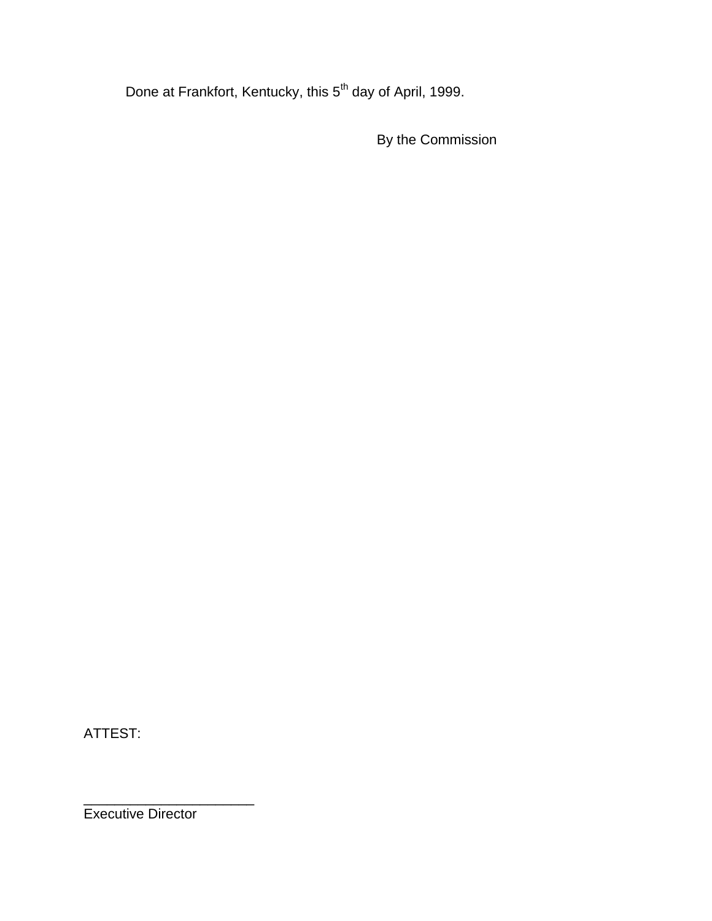Done at Frankfort, Kentucky, this 5th day of April, 1999.

By the Commission

ATTEST:

______________________
Executive Director